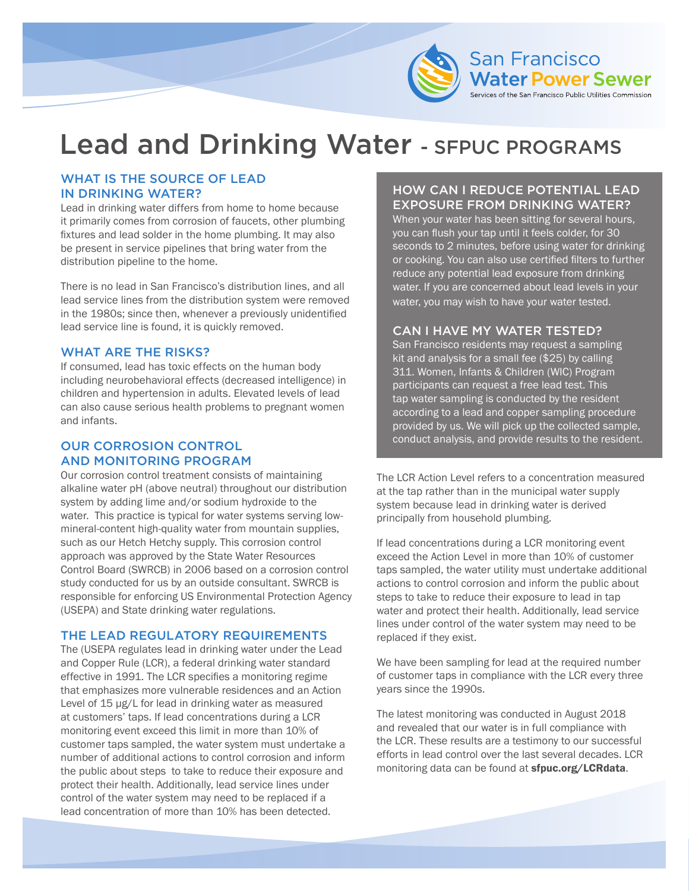San Francisco **Water Power Sewer**

Services of the San Francisco Public Utilities Commission

# Lead and Drinking Water - SFPUC PROGRAMS

## WHAT IS THE SOURCE OF LEAD IN DRINKING WATER?

Lead in drinking water differs from home to home because it primarily comes from corrosion of faucets, other plumbing fixtures and lead solder in the home plumbing. It may also be present in service pipelines that bring water from the distribution pipeline to the home.

There is no lead in San Francisco's distribution lines, and all lead service lines from the distribution system were removed in the 1980s; since then, whenever a previously unidentified lead service line is found, it is quickly removed.

## WHAT ARE THE RISKS?

If consumed, lead has toxic effects on the human body including neurobehavioral effects (decreased intelligence) in children and hypertension in adults. Elevated levels of lead can also cause serious health problems to pregnant women and infants.

## OUR CORROSION CONTROL AND MONITORING PROGRAM

Our corrosion control treatment consists of maintaining alkaline water pH (above neutral) throughout our distribution system by adding lime and/or sodium hydroxide to the water. This practice is typical for water systems serving low-mineral-content high-quality water from mountain supplies, such as our Hetch Hetchy supply. This corrosion control approach was approved by the State Water Resources Control Board (SWRCB) in 2006 based on a corrosion control study conducted for us by an outside consultant. SWRCB is responsible for enforcing US Environmental Protection Agency (USEPA) and State drinking water regulations.

## THE LEAD REGULATORY REQUIREMENTS

The (USEPA regulates lead in drinking water under the Lead and Copper Rule (LCR), a federal drinking water standard effective in 1991. The LCR specifies a monitoring regime that emphasizes more vulnerable residences and an Action Level of 15 µg/L for lead in drinking water as measured at customers' taps. If lead concentrations during a LCR monitoring event exceed this limit in more than 10% of customer taps sampled, the water system must undertake a number of additional actions to control corrosion and inform the public about steps to take to reduce their exposure and protect their health. Additionally, lead service lines under control of the water system may need to be replaced if a lead concentration of more than 10% has been detected.

## HOW CAN I REDUCE POTENTIAL LEAD EXPOSURE FROM DRINKING WATER?

When your water has been sitting for several hours, you can flush your tap until it feels colder, for 30 seconds to 2 minutes, before using water for drinking or cooking. You can also use certified filters to further reduce any potential lead exposure from drinking water. If you are concerned about lead levels in your water, you may wish to have your water tested.

## CAN I HAVE MY WATER TESTED?

San Francisco residents may request a sampling kit and analysis for a small fee ($25) by calling 311. Women, Infants & Children (WIC) Program participants can request a free lead test. This tap water sampling is conducted by the resident according to a lead and copper sampling procedure provided by us. We will pick up the collected sample, conduct analysis, and provide results to the resident.

The LCR Action Level refers to a concentration measured at the tap rather than in the municipal water supply system because lead in drinking water is derived principally from household plumbing.

If lead concentrations during a LCR monitoring event exceed the Action Level in more than 10% of customer taps sampled, the water utility must undertake additional actions to control corrosion and inform the public about steps to take to reduce their exposure to lead in tap water and protect their health. Additionally, lead service lines under control of the water system may need to be replaced if they exist.

We have been sampling for lead at the required number of customer taps in compliance with the LCR every three years since the 1990s.

The latest monitoring was conducted in August 2018 and revealed that our water is in full compliance with the LCR. These results are a testimony to our successful efforts in lead control over the last several decades. LCR monitoring data can be found at **sfpuc.org/LCRdata**.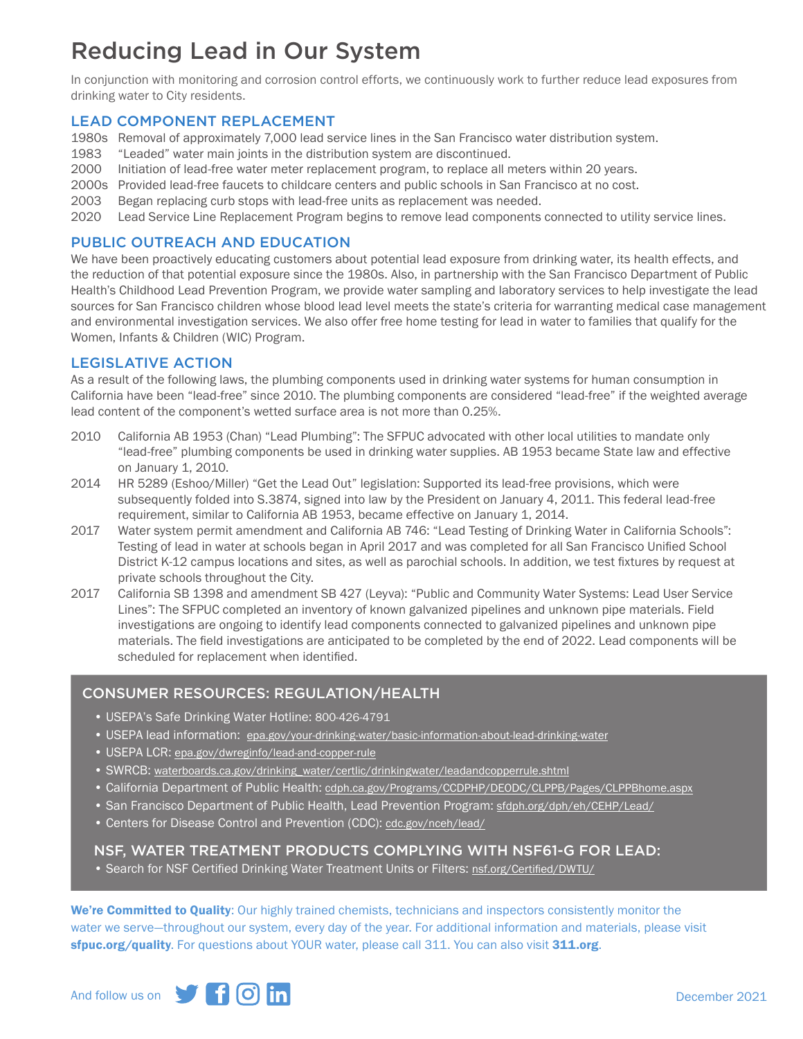# Reducing Lead in Our System

In conjunction with monitoring and corrosion control efforts, we continuously work to further reduce lead exposures from drinking water to City residents.

## LEAD COMPONENT REPLACEMENT

1980s Removal of approximately 7,000 lead service lines in the San Francisco water distribution system.
1983 "Leaded" water main joints in the distribution system are discontinued.
2000 Initiation of lead-free water meter replacement program, to replace all meters within 20 years.
2000s Provided lead-free faucets to childcare centers and public schools in San Francisco at no cost.
2003 Began replacing curb stops with lead-free units as replacement was needed.
2020 Lead Service Line Replacement Program begins to remove lead components connected to utility service lines.

## PUBLIC OUTREACH AND EDUCATION

We have been proactively educating customers about potential lead exposure from drinking water, its health effects, and the reduction of that potential exposure since the 1980s. Also, in partnership with the San Francisco Department of Public Health's Childhood Lead Prevention Program, we provide water sampling and laboratory services to help investigate the lead sources for San Francisco children whose blood lead level meets the state's criteria for warranting medical case management and environmental investigation services. We also offer free home testing for lead in water to families that qualify for the Women, Infants & Children (WIC) Program.

## LEGISLATIVE ACTION

As a result of the following laws, the plumbing components used in drinking water systems for human consumption in California have been "lead-free" since 2010. The plumbing components are considered "lead-free" if the weighted average lead content of the component's wetted surface area is not more than 0.25%.

2010 California AB 1953 (Chan) "Lead Plumbing": The SFPUC advocated with other local utilities to mandate only "lead-free" plumbing components be used in drinking water supplies. AB 1953 became State law and effective on January 1, 2010.

2014 HR 5289 (Eshoo/Miller) "Get the Lead Out" legislation: Supported its lead-free provisions, which were subsequently folded into S.3874, signed into law by the President on January 4, 2011. This federal lead-free requirement, similar to California AB 1953, became effective on January 1, 2014.

2017 Water system permit amendment and California AB 746: "Lead Testing of Drinking Water in California Schools": Testing of lead in water at schools began in April 2017 and was completed for all San Francisco Unified School District K-12 campus locations and sites, as well as parochial schools. In addition, we test fixtures by request at private schools throughout the City.

2017 California SB 1398 and amendment SB 427 (Leyva): "Public and Community Water Systems: Lead User Service Lines": The SFPUC completed an inventory of known galvanized pipelines and unknown pipe materials. Field investigations are ongoing to identify lead components connected to galvanized pipelines and unknown pipe materials. The field investigations are anticipated to be completed by the end of 2022. Lead components will be scheduled for replacement when identified.

## CONSUMER RESOURCES: REGULATION/HEALTH

- USEPA's Safe Drinking Water Hotline: 800-426-4791
- USEPA lead information: epa.gov/your-drinking-water/basic-information-about-lead-drinking-water
- USEPA LCR: epa.gov/dwreginfo/lead-and-copper-rule
- SWRCB: waterboards.ca.gov/drinking_water/certlic/drinkingwater/leadandcopperrule.shtml
- California Department of Public Health: cdph.ca.gov/Programs/CCDPHP/DEODC/CLPPB/Pages/CLPPBhome.aspx
- San Francisco Department of Public Health, Lead Prevention Program: sfdph.org/dph/eh/CEHP/Lead/
- Centers for Disease Control and Prevention (CDC): cdc.gov/nceh/lead/

## NSF, WATER TREATMENT PRODUCTS COMPLYING WITH NSF61-G FOR LEAD:

- Search for NSF Certified Drinking Water Treatment Units or Filters: nsf.org/Certified/DWTU/

**We're Committed to Quality**: Our highly trained chemists, technicians and inspectors consistently monitor the water we serve—throughout our system, every day of the year. For additional information and materials, please visit **sfpuc.org/quality**. For questions about YOUR water, please call 311. You can also visit **311.org**.

And follow us on

December 2021